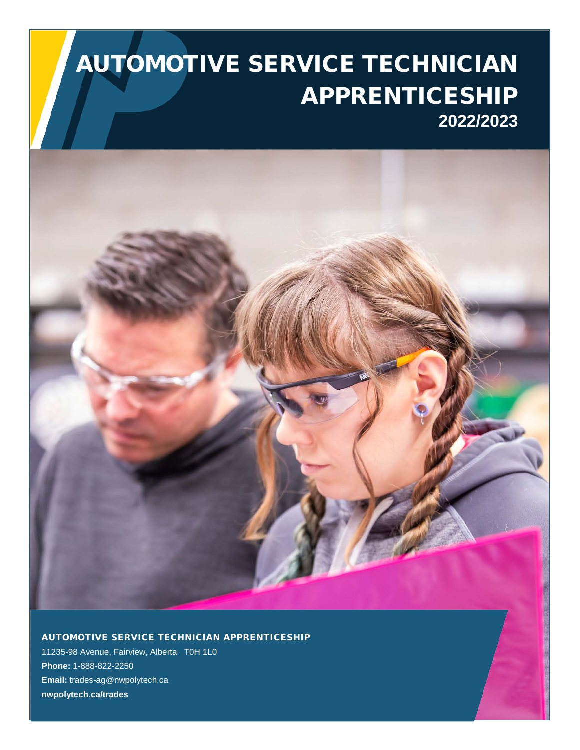# AUTOMOTIVE SERVICE TECHNICIAN APPRENTICESHIP

**2022/2023**

## AUTOMOTIVE SERVICE TECHNICIAN APPRENTICESHIP

11235-98 Avenue, Fairview, Alberta T0H 1L0

**Phone:** 1-888-822-2250

**Email:** trades-ag@nwpolytech.ca

**nwpolytech.ca/trades**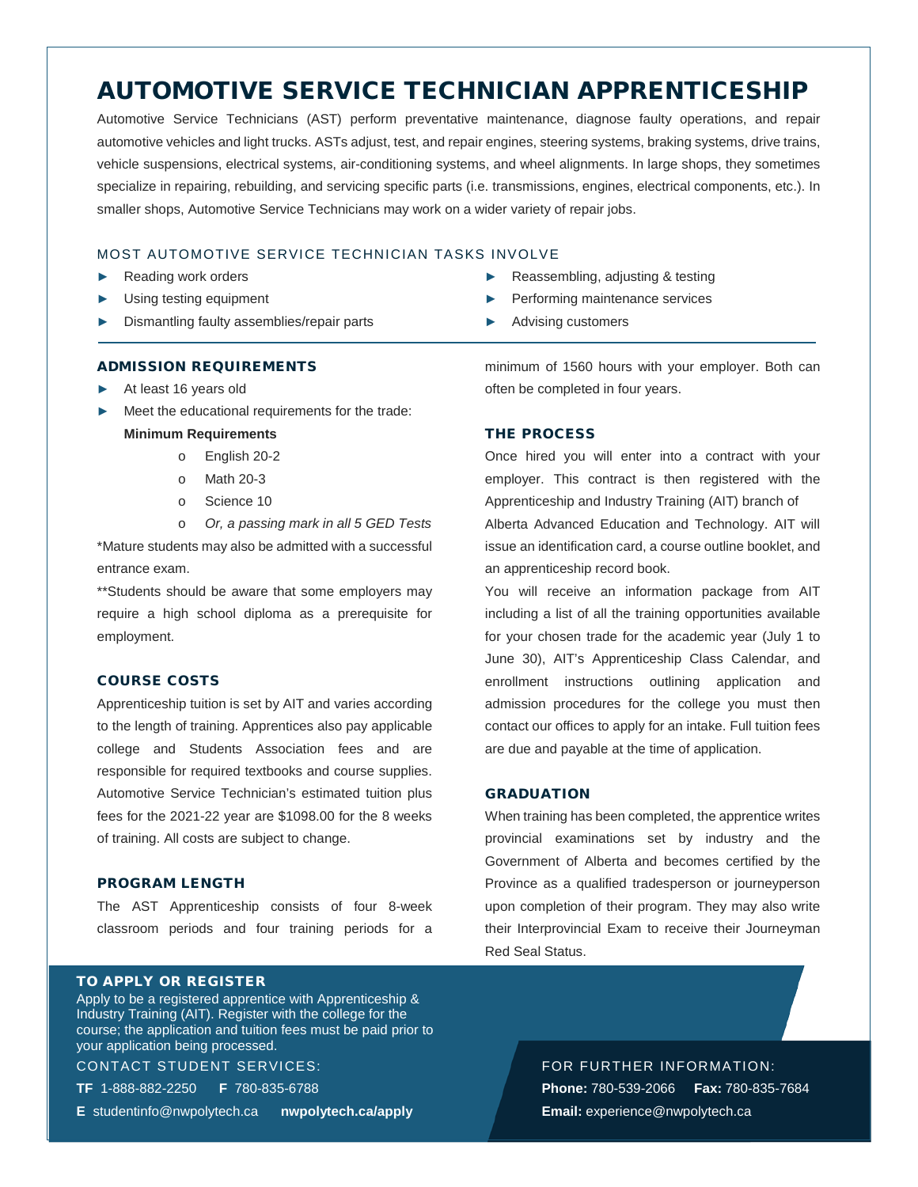# AUTOMOTIVE SERVICE TECHNICIAN APPRENTICESHIP

Automotive Service Technicians (AST) perform preventative maintenance, diagnose faulty operations, and repair automotive vehicles and light trucks. ASTs adjust, test, and repair engines, steering systems, braking systems, drive trains, vehicle suspensions, electrical systems, air-conditioning systems, and wheel alignments. In large shops, they sometimes specialize in repairing, rebuilding, and servicing specific parts (i.e. transmissions, engines, electrical components, etc.). In smaller shops, Automotive Service Technicians may work on a wider variety of repair jobs.

## MOST AUTOMOTIVE SERVICE TECHNICIAN TASKS INVOLVE

- Reading work orders
- Using testing equipment
- Dismantling faulty assemblies/repair parts
- Reassembling, adjusting & testing
- Performing maintenance services
- Advising customers

## ADMISSION REQUIREMENTS

- At least 16 years old
- Meet the educational requirements for the trade:

  **Minimum Requirements**

  - English 20-2
  - Math 20-3
  - Science 10
  - *Or, a passing mark in all 5 GED Tests*

*Mature students may also be admitted with a successful entrance exam.

**Students should be aware that some employers may require a high school diploma as a prerequisite for employment.

## COURSE COSTS

Apprenticeship tuition is set by AIT and varies according to the length of training. Apprentices also pay applicable college and Students Association fees and are responsible for required textbooks and course supplies. Automotive Service Technician's estimated tuition plus fees for the 2021-22 year are $1098.00 for the 8 weeks of training. All costs are subject to change.

## PROGRAM LENGTH

The AST Apprenticeship consists of four 8-week classroom periods and four training periods for a minimum of 1560 hours with your employer. Both can often be completed in four years.

## THE PROCESS

Once hired you will enter into a contract with your employer. This contract is then registered with the Apprenticeship and Industry Training (AIT) branch of Alberta Advanced Education and Technology. AIT will issue an identification card, a course outline booklet, and an apprenticeship record book.

You will receive an information package from AIT including a list of all the training opportunities available for your chosen trade for the academic year (July 1 to June 30), AIT's Apprenticeship Class Calendar, and enrollment instructions outlining application and admission procedures for the college you must then contact our offices to apply for an intake. Full tuition fees are due and payable at the time of application.

## GRADUATION

When training has been completed, the apprentice writes provincial examinations set by industry and the Government of Alberta and becomes certified by the Province as a qualified tradesperson or journeyperson upon completion of their program. They may also write their Interprovincial Exam to receive their Journeyman Red Seal Status.

## TO APPLY OR REGISTER

Apply to be a registered apprentice with Apprenticeship & Industry Training (AIT). Register with the college for the course; the application and tuition fees must be paid prior to your application being processed.

CONTACT STUDENT SERVICES:

**TF** 1-888-882-2250 **F** 780-835-6788

**E** studentinfo@nwpolytech.ca **nwpolytech.ca/apply**

FOR FURTHER INFORMATION:

**Phone:** 780-539-2066 **Fax:** 780-835-7684

**Email:** experience@nwpolytech.ca